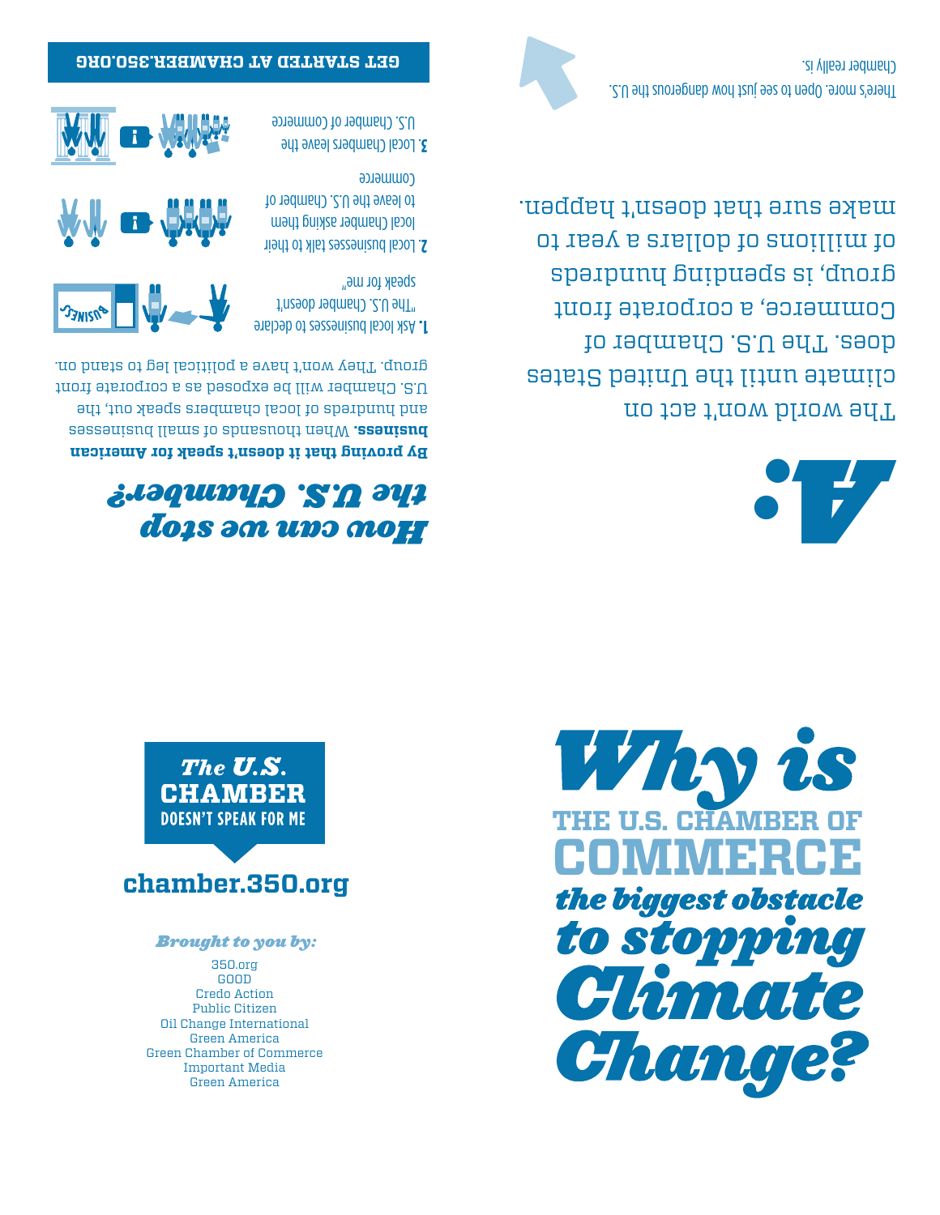# Why is THE U.S. CHAMBER OF COMMERCE *the biggest obstacle to stopping Climate Change?*

**The U.S. CHAMBER DOESN'T SPEAK FOR ME**

**chamber.350.org**

*Brought to you by:*

350.org
GOOD
Credo Action
Public Citizen
Oil Change International
Green America
Green Chamber of Commerce
Important Media
Green America

# A:

The world won't act on climate until the United States does. The U.S. Chamber of Commerce, a corporate front group, is spending hundreds of millions of dollars a year to make sure that doesn't happen.

There's more. Open to see just how dangerous the U.S. Chamber really is.

## *How can we stop the U.S. Chamber?*

**By proving that it doesn't speak for American business.** When thousands of small business and hundreds of local chambers speak out, the U.S. Chamber will be exposed as a corporate front group. They won't have a political leg to stand on.

**1.** Ask local businesses to declare "The U.S. Chamber doesn't speak for me"

**2.** Local businesses talk to their local Chamber asking them to leave the U.S. Chamber of Commerce

**3.** Local Chambers leave the U.S. Chamber of Commerce

**GET STARTED AT CHAMBER.350.ORG**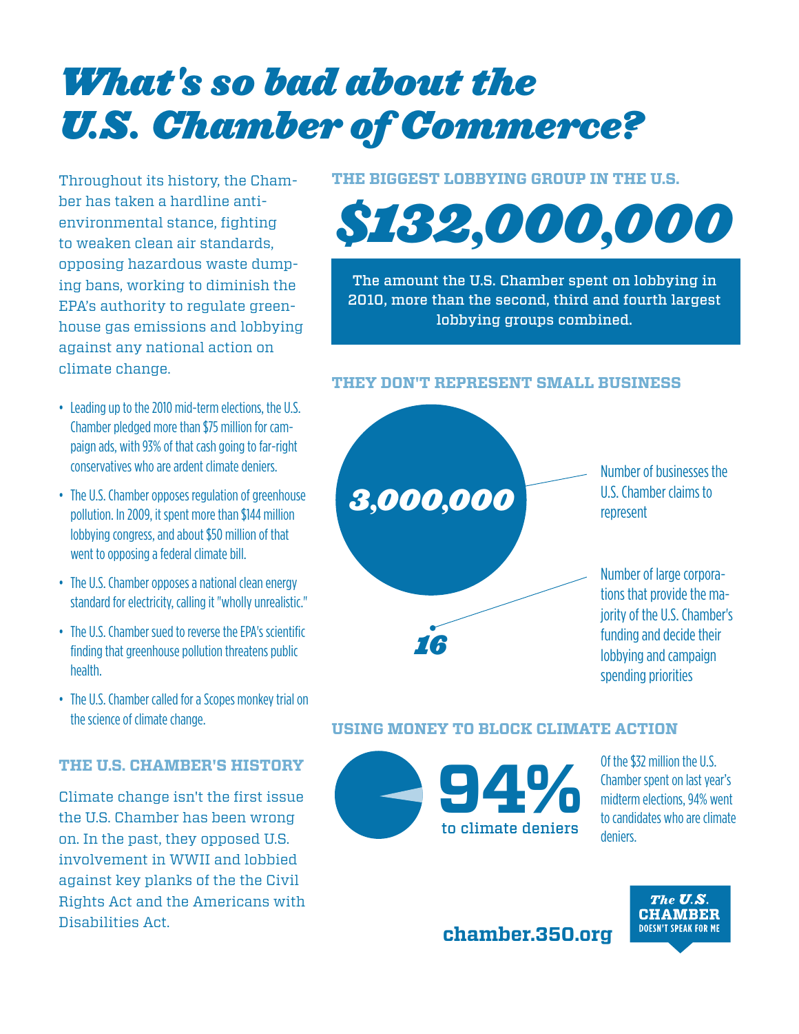# What's so bad about the U.S. Chamber of Commerce?

Throughout its history, the Chamber has taken a hardline anti-environmental stance, fighting to weaken clean air standards, opposing hazardous waste dumping bans, working to diminish the EPA's authority to regulate greenhouse gas emissions and lobbying against any national action on climate change.

- Leading up to the 2010 mid-term elections, the U.S. Chamber pledged more than $75 million for campaign ads, with 93% of that cash going to far-right conservatives who are ardent climate deniers.
- The U.S. Chamber opposes regulation of greenhouse pollution. In 2009, it spent more than $144 million lobbying congress, and about $50 million of that went to opposing a federal climate bill.
- The U.S. Chamber opposes a national clean energy standard for electricity, calling it "wholly unrealistic."
- The U.S. Chamber sued to reverse the EPA's scientific finding that greenhouse pollution threatens public health.
- The U.S. Chamber called for a Scopes monkey trial on the science of climate change.

### THE U.S. CHAMBER'S HISTORY

Climate change isn't the first issue the U.S. Chamber has been wrong on. In the past, they opposed U.S. involvement in WWII and lobbied against key planks of the the Civil Rights Act and the Americans with Disabilities Act.

### THE BIGGEST LOBBYING GROUP IN THE U.S.

**$132,000,000**

The amount the U.S. Chamber spent on lobbying in 2010, more than the second, third and fourth largest lobbying groups combined.

### THEY DON'T REPRESENT SMALL BUSINESS

3,000,000

Number of businesses the U.S. Chamber claims to represent

16

Number of large corporations that provide the majority of the U.S. Chamber's funding and decide their lobbying and campaign spending priorities

### USING MONEY TO BLOCK CLIMATE ACTION

94%

to climate deniers

Of the $32 million the U.S. Chamber spent on last year's midterm elections, 94% went to candidates who are climate deniers.

**chamber.350.org**

The U.S. CHAMBER DOESN'T SPEAK FOR ME